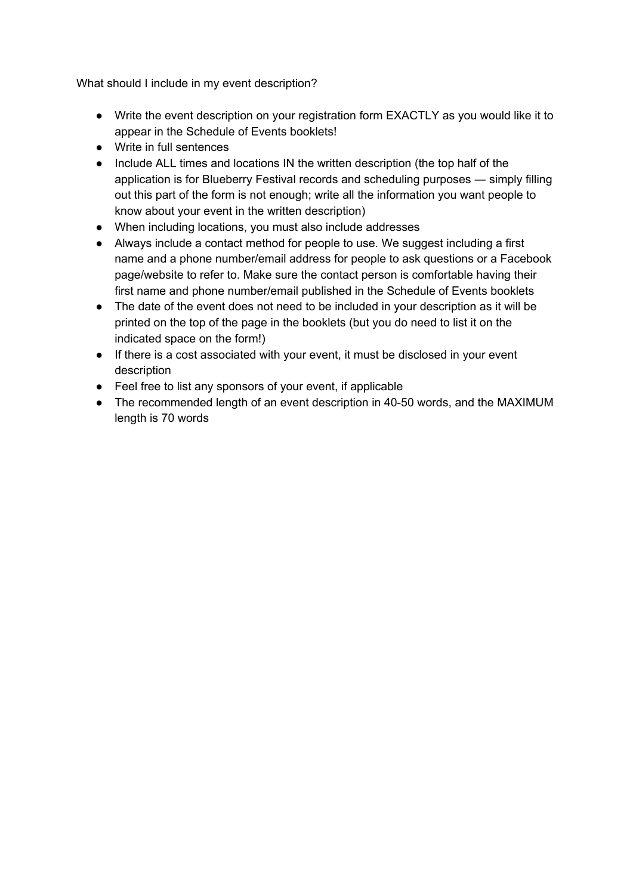What should I include in my event description?

- Write the event description on your registration form EXACTLY as you would like it to appear in the Schedule of Events booklets!
- Write in full sentences
- Include ALL times and locations IN the written description (the top half of the application is for Blueberry Festival records and scheduling purposes — simply filling out this part of the form is not enough; write all the information you want people to know about your event in the written description)
- When including locations, you must also include addresses
- Always include a contact method for people to use. We suggest including a first name and a phone number/email address for people to ask questions or a Facebook page/website to refer to. Make sure the contact person is comfortable having their first name and phone number/email published in the Schedule of Events booklets
- The date of the event does not need to be included in your description as it will be printed on the top of the page in the booklets (but you do need to list it on the indicated space on the form!)
- If there is a cost associated with your event, it must be disclosed in your event description
- Feel free to list any sponsors of your event, if applicable
- The recommended length of an event description in 40-50 words, and the MAXIMUM length is 70 words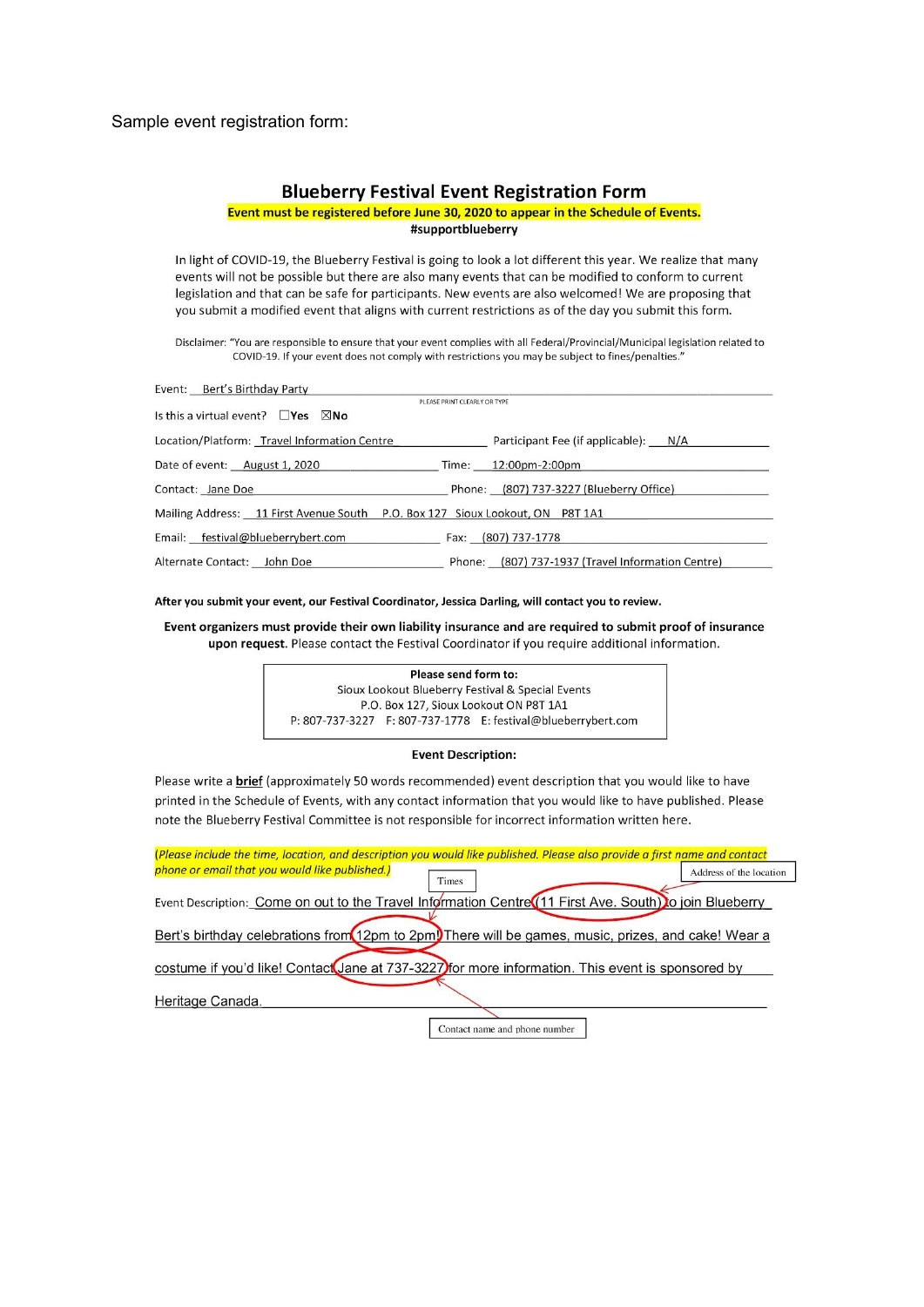Sample event registration form:

# Blueberry Festival Event Registration Form

**Event must be registered before June 30, 2020 to appear in the Schedule of Events.**

**#supportblueberry**

In light of COVID-19, the Blueberry Festival is going to look a lot different this year. We realize that many events will not be possible but there are also many events that can be modified to conform to current legislation and that can be safe for participants. New events are also welcomed! We are proposing that you submit a modified event that aligns with current restrictions as of the day you submit this form.

Disclaimer: "You are responsible to ensure that your event complies with all Federal/Provincial/Municipal legislation related to COVID-19. If your event does not comply with restrictions you may be subject to fines/penalties."

Event: Bert's Birthday Party

PLEASE PRINT CLEARLY OR TYPE

Is this a virtual event? ☐Yes ☒No

Location/Platform: Travel Information Centre    Participant Fee (if applicable): N/A

Date of event: August 1, 2020    Time: 12:00pm-2:00pm

Contact: Jane Doe    Phone: (807) 737-3227 (Blueberry Office)

Mailing Address: 11 First Avenue South P.O. Box 127 Sioux Lookout, ON P8T 1A1

Email: festival@blueberrybert.com    Fax: (807) 737-1778

Alternate Contact: John Doe    Phone: (807) 737-1937 (Travel Information Centre)

**After you submit your event, our Festival Coordinator, Jessica Darling, will contact you to review.**

**Event organizers must provide their own liability insurance and are required to submit proof of insurance upon request.** Please contact the Festival Coordinator if you require additional information.

**Please send form to:**
Sioux Lookout Blueberry Festival & Special Events
P.O. Box 127, Sioux Lookout ON P8T 1A1
P: 807-737-3227 F: 807-737-1778 E: festival@blueberrybert.com

**Event Description:**

Please write a **brief** (approximately 50 words recommended) event description that you would like to have printed in the Schedule of Events, with any contact information that you would like to have published. Please note the Blueberry Festival Committee is not responsible for incorrect information written here.

*(Please include the time, location, and description you would like published. Please also provide a first name and contact phone or email that you would like published.)*

Times

Address of the location

Event Description: Come on out to the Travel Information Centre (11 First Ave. South) to join Blueberry Bert's birthday celebrations from 12pm to 2pm! There will be games, music, prizes, and cake! Wear a costume if you'd like! Contact Jane at 737-3227 for more information. This event is sponsored by Heritage Canada.

Contact name and phone number